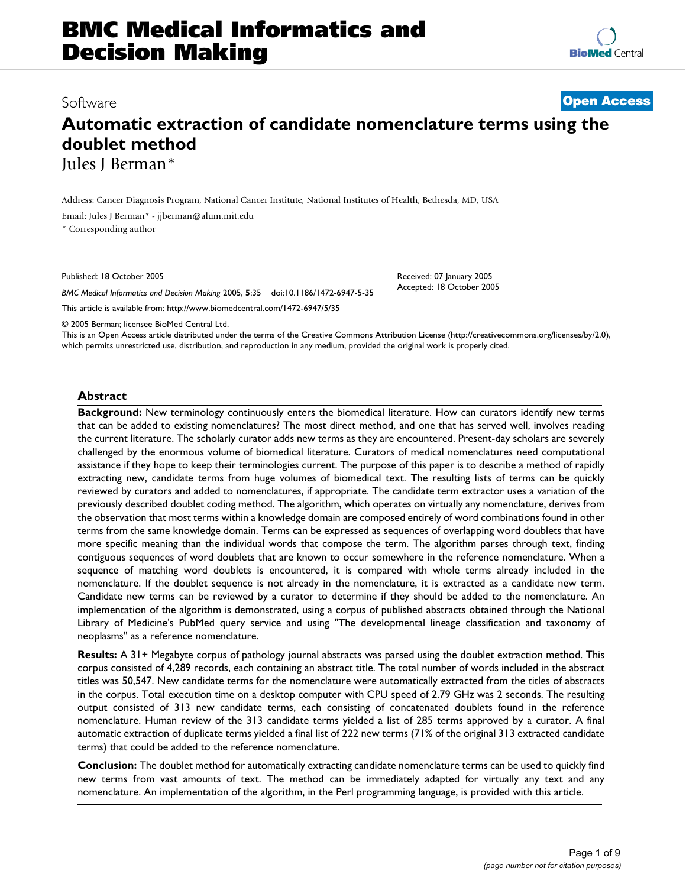Software **Open Access**

# Automatic extraction of candidate nomenclature terms using the doublet method

Jules J Berman*

Address: Cancer Diagnosis Program, National Cancer Institute, National Institutes of Health, Bethesda, MD, USA

Email: Jules J Berman* - jjberman@alum.mit.edu

* Corresponding author

Published: 18 October 2005

*BMC Medical Informatics and Decision Making* 2005, **5**:35 doi:10.1186/1472-6947-5-35

Received: 07 January 2005
Accepted: 18 October 2005

This article is available from: http://www.biomedcentral.com/1472-6947/5/35

© 2005 Berman; licensee BioMed Central Ltd.

This is an Open Access article distributed under the terms of the Creative Commons Attribution License (http://creativecommons.org/licenses/by/2.0), which permits unrestricted use, distribution, and reproduction in any medium, provided the original work is properly cited.

## Abstract

**Background:** New terminology continuously enters the biomedical literature. How can curators identify new terms that can be added to existing nomenclatures? The most direct method, and one that has served well, involves reading the current literature. The scholarly curator adds new terms as they are encountered. Present-day scholars are severely challenged by the enormous volume of biomedical literature. Curators of medical nomenclatures need computational assistance if they hope to keep their terminologies current. The purpose of this paper is to describe a method of rapidly extracting new, candidate terms from huge volumes of biomedical text. The resulting lists of terms can be quickly reviewed by curators and added to nomenclatures, if appropriate. The candidate term extractor uses a variation of the previously described doublet coding method. The algorithm, which operates on virtually any nomenclature, derives from the observation that most terms within a knowledge domain are composed entirely of word combinations found in other terms from the same knowledge domain. Terms can be expressed as sequences of overlapping word doublets that have more specific meaning than the individual words that compose the term. The algorithm parses through text, finding contiguous sequences of word doublets that are known to occur somewhere in the reference nomenclature. When a sequence of matching word doublets is encountered, it is compared with whole terms already included in the nomenclature. If the doublet sequence is not already in the nomenclature, it is extracted as a candidate new term. Candidate new terms can be reviewed by a curator to determine if they should be added to the nomenclature. An implementation of the algorithm is demonstrated, using a corpus of published abstracts obtained through the National Library of Medicine's PubMed query service and using "The developmental lineage classification and taxonomy of neoplasms" as a reference nomenclature.

**Results:** A 31+ Megabyte corpus of pathology journal abstracts was parsed using the doublet extraction method. This corpus consisted of 4,289 records, each containing an abstract title. The total number of words included in the abstract titles was 50,547. New candidate terms for the nomenclature were automatically extracted from the titles of abstracts in the corpus. Total execution time on a desktop computer with CPU speed of 2.79 GHz was 2 seconds. The resulting output consisted of 313 new candidate terms, each consisting of concatenated doublets found in the reference nomenclature. Human review of the 313 candidate terms yielded a list of 285 terms approved by a curator. A final automatic extraction of duplicate terms yielded a final list of 222 new terms (71% of the original 313 extracted candidate terms) that could be added to the reference nomenclature.

**Conclusion:** The doublet method for automatically extracting candidate nomenclature terms can be used to quickly find new terms from vast amounts of text. The method can be immediately adapted for virtually any text and any nomenclature. An implementation of the algorithm, in the Perl programming language, is provided with this article.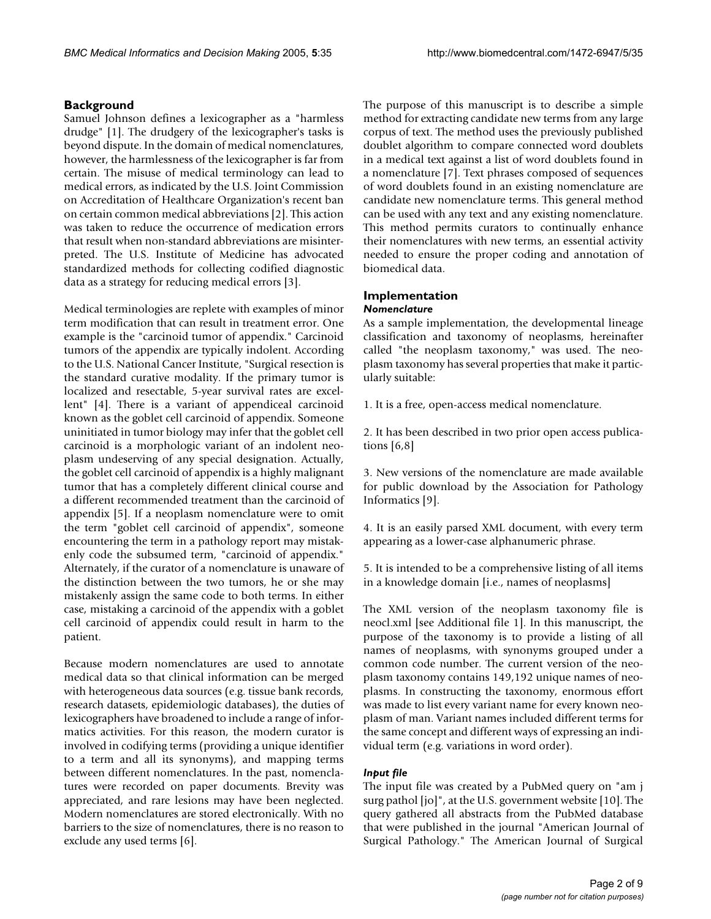## Background

Samuel Johnson defines a lexicographer as a "harmless drudge" [1]. The drudgery of the lexicographer's tasks is beyond dispute. In the domain of medical nomenclatures, however, the harmlessness of the lexicographer is far from certain. The misuse of medical terminology can lead to medical errors, as indicated by the U.S. Joint Commission on Accreditation of Healthcare Organization's recent ban on certain common medical abbreviations [2]. This action was taken to reduce the occurrence of medication errors that result when non-standard abbreviations are misinterpreted. The U.S. Institute of Medicine has advocated standardized methods for collecting codified diagnostic data as a strategy for reducing medical errors [3].

Medical terminologies are replete with examples of minor term modification that can result in treatment error. One example is the "carcinoid tumor of appendix." Carcinoid tumors of the appendix are typically indolent. According to the U.S. National Cancer Institute, "Surgical resection is the standard curative modality. If the primary tumor is localized and resectable, 5-year survival rates are excellent" [4]. There is a variant of appendiceal carcinoid known as the goblet cell carcinoid of appendix. Someone uninitiated in tumor biology may infer that the goblet cell carcinoid is a morphologic variant of an indolent neoplasm undeserving of any special designation. Actually, the goblet cell carcinoid of appendix is a highly malignant tumor that has a completely different clinical course and a different recommended treatment than the carcinoid of appendix [5]. If a neoplasm nomenclature were to omit the term "goblet cell carcinoid of appendix", someone encountering the term in a pathology report may mistakenly code the subsumed term, "carcinoid of appendix." Alternately, if the curator of a nomenclature is unaware of the distinction between the two tumors, he or she may mistakenly assign the same code to both terms. In either case, mistaking a carcinoid of the appendix with a goblet cell carcinoid of appendix could result in harm to the patient.

Because modern nomenclatures are used to annotate medical data so that clinical information can be merged with heterogeneous data sources (e.g. tissue bank records, research datasets, epidemiologic databases), the duties of lexicographers have broadened to include a range of informatics activities. For this reason, the modern curator is involved in codifying terms (providing a unique identifier to a term and all its synonyms), and mapping terms between different nomenclatures. In the past, nomenclatures were recorded on paper documents. Brevity was appreciated, and rare lesions may have been neglected. Modern nomenclatures are stored electronically. With no barriers to the size of nomenclatures, there is no reason to exclude any used terms [6].

The purpose of this manuscript is to describe a simple method for extracting candidate new terms from any large corpus of text. The method uses the previously published doublet algorithm to compare connected word doublets in a medical text against a list of word doublets found in a nomenclature [7]. Text phrases composed of sequences of word doublets found in an existing nomenclature are candidate new nomenclature terms. This general method can be used with any text and any existing nomenclature. This method permits curators to continually enhance their nomenclatures with new terms, an essential activity needed to ensure the proper coding and annotation of biomedical data.

## Implementation

### *Nomenclature*

As a sample implementation, the developmental lineage classification and taxonomy of neoplasms, hereinafter called "the neoplasm taxonomy," was used. The neoplasm taxonomy has several properties that make it particularly suitable:

1. It is a free, open-access medical nomenclature.

2. It has been described in two prior open access publications [6,8]

3. New versions of the nomenclature are made available for public download by the Association for Pathology Informatics [9].

4. It is an easily parsed XML document, with every term appearing as a lower-case alphanumeric phrase.

5. It is intended to be a comprehensive listing of all items in a knowledge domain [i.e., names of neoplasms]

The XML version of the neoplasm taxonomy file is neocl.xml [see Additional file 1]. In this manuscript, the purpose of the taxonomy is to provide a listing of all names of neoplasms, with synonyms grouped under a common code number. The current version of the neoplasm taxonomy contains 149,192 unique names of neoplasms. In constructing the taxonomy, enormous effort was made to list every variant name for every known neoplasm of man. Variant names included different terms for the same concept and different ways of expressing an individual term (e.g. variations in word order).

### *Input file*

The input file was created by a PubMed query on "am j surg pathol [jo]", at the U.S. government website [10]. The query gathered all abstracts from the PubMed database that were published in the journal "American Journal of Surgical Pathology." The American Journal of Surgical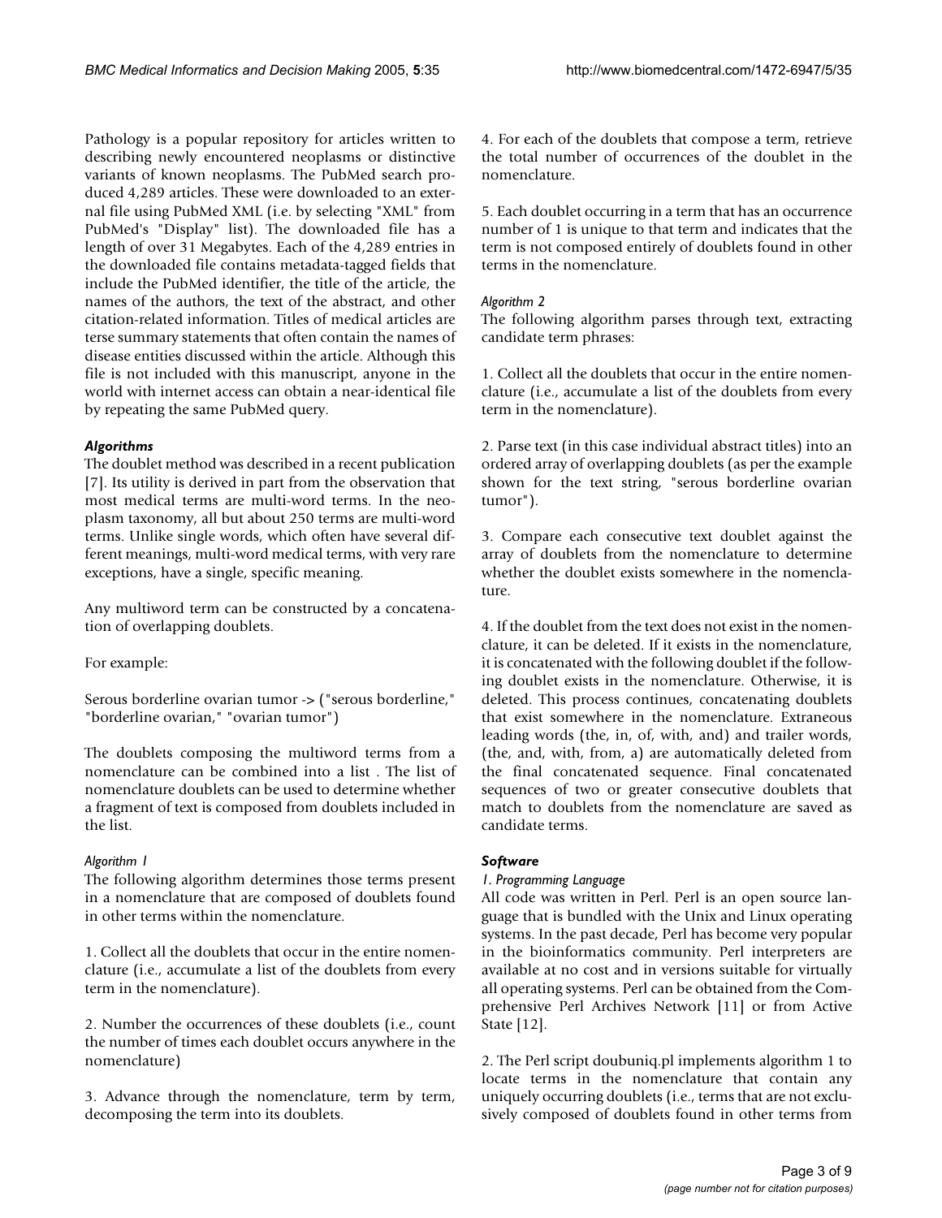Pathology is a popular repository for articles written to describing newly encountered neoplasms or distinctive variants of known neoplasms. The PubMed search produced 4,289 articles. These were downloaded to an external file using PubMed XML (i.e. by selecting "XML" from PubMed's "Display" list). The downloaded file has a length of over 31 Megabytes. Each of the 4,289 entries in the downloaded file contains metadata-tagged fields that include the PubMed identifier, the title of the article, the names of the authors, the text of the abstract, and other citation-related information. Titles of medical articles are terse summary statements that often contain the names of disease entities discussed within the article. Although this file is not included with this manuscript, anyone in the world with internet access can obtain a near-identical file by repeating the same PubMed query.

### Algorithms

The doublet method was described in a recent publication [7]. Its utility is derived in part from the observation that most medical terms are multi-word terms. In the neoplasm taxonomy, all but about 250 terms are multi-word terms. Unlike single words, which often have several different meanings, multi-word medical terms, with very rare exceptions, have a single, specific meaning.

Any multiword term can be constructed by a concatenation of overlapping doublets.

For example:

Serous borderline ovarian tumor -> ("serous borderline," "borderline ovarian," "ovarian tumor")

The doublets composing the multiword terms from a nomenclature can be combined into a list . The list of nomenclature doublets can be used to determine whether a fragment of text is composed from doublets included in the list.

#### *Algorithm 1*

The following algorithm determines those terms present in a nomenclature that are composed of doublets found in other terms within the nomenclature.

1. Collect all the doublets that occur in the entire nomenclature (i.e., accumulate a list of the doublets from every term in the nomenclature).

2. Number the occurrences of these doublets (i.e., count the number of times each doublet occurs anywhere in the nomenclature)

3. Advance through the nomenclature, term by term, decomposing the term into its doublets.

4. For each of the doublets that compose a term, retrieve the total number of occurrences of the doublet in the nomenclature.

5. Each doublet occurring in a term that has an occurrence number of 1 is unique to that term and indicates that the term is not composed entirely of doublets found in other terms in the nomenclature.

#### *Algorithm 2*

The following algorithm parses through text, extracting candidate term phrases:

1. Collect all the doublets that occur in the entire nomenclature (i.e., accumulate a list of the doublets from every term in the nomenclature).

2. Parse text (in this case individual abstract titles) into an ordered array of overlapping doublets (as per the example shown for the text string, "serous borderline ovarian tumor").

3. Compare each consecutive text doublet against the array of doublets from the nomenclature to determine whether the doublet exists somewhere in the nomenclature.

4. If the doublet from the text does not exist in the nomenclature, it can be deleted. If it exists in the nomenclature, it is concatenated with the following doublet if the following doublet exists in the nomenclature. Otherwise, it is deleted. This process continues, concatenating doublets that exist somewhere in the nomenclature. Extraneous leading words (the, in, of, with, and) and trailer words, (the, and, with, from, a) are automatically deleted from the final concatenated sequence. Final concatenated sequences of two or greater consecutive doublets that match to doublets from the nomenclature are saved as candidate terms.

### Software

#### *1. Programming Language*

All code was written in Perl. Perl is an open source language that is bundled with the Unix and Linux operating systems. In the past decade, Perl has become very popular in the bioinformatics community. Perl interpreters are available at no cost and in versions suitable for virtually all operating systems. Perl can be obtained from the Comprehensive Perl Archives Network [11] or from Active State [12].

2. The Perl script doubuniq.pl implements algorithm 1 to locate terms in the nomenclature that contain any uniquely occurring doublets (i.e., terms that are not exclusively composed of doublets found in other terms from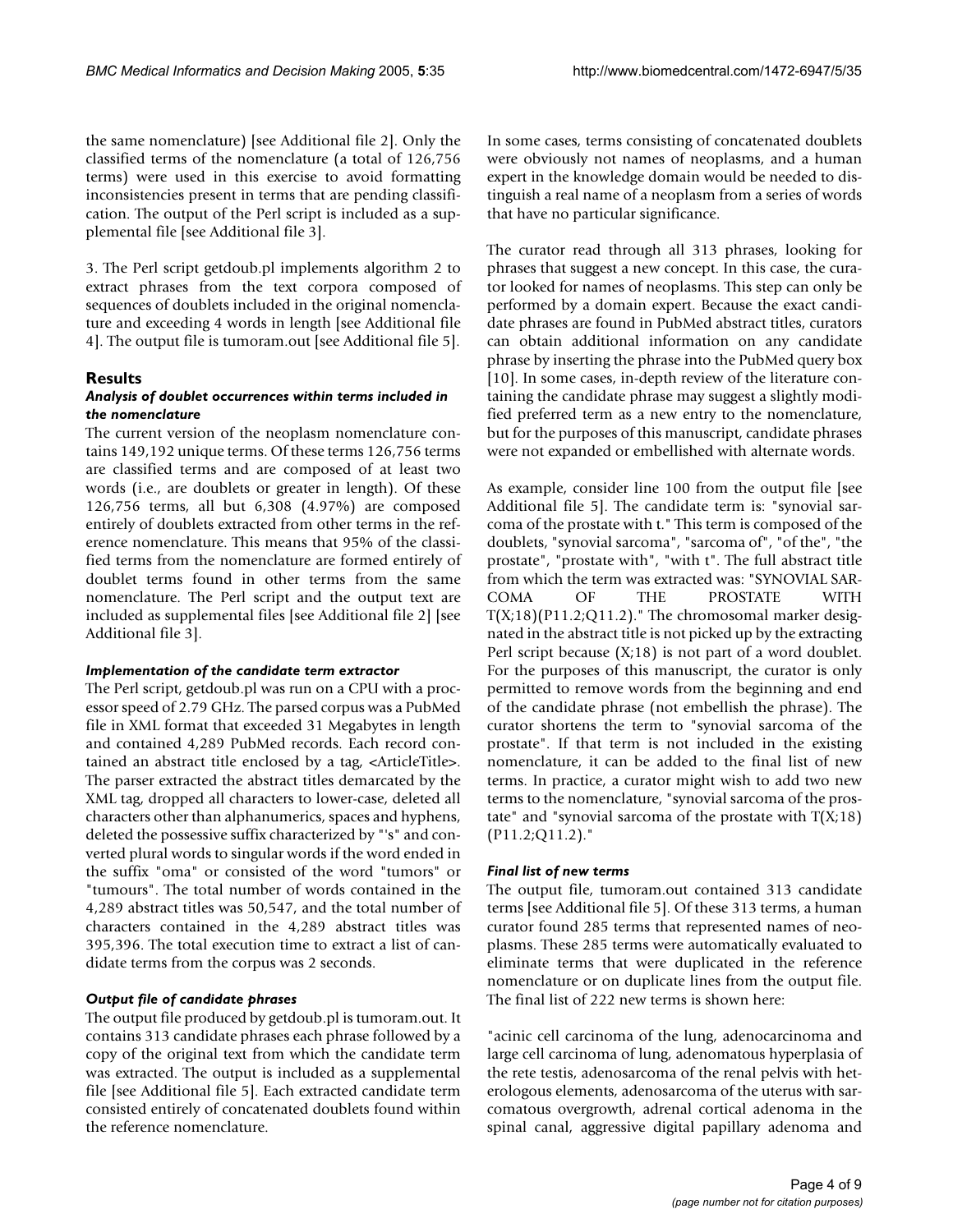the same nomenclature) [see Additional file 2]. Only the classified terms of the nomenclature (a total of 126,756 terms) were used in this exercise to avoid formatting inconsistencies present in terms that are pending classification. The output of the Perl script is included as a supplemental file [see Additional file 3].

3. The Perl script getdoub.pl implements algorithm 2 to extract phrases from the text corpora composed of sequences of doublets included in the original nomenclature and exceeding 4 words in length [see Additional file 4]. The output file is tumoram.out [see Additional file 5].

## Results

### *Analysis of doublet occurrences within terms included in the nomenclature*

The current version of the neoplasm nomenclature contains 149,192 unique terms. Of these terms 126,756 terms are classified terms and are composed of at least two words (i.e., are doublets or greater in length). Of these 126,756 terms, all but 6,308 (4.97%) are composed entirely of doublets extracted from other terms in the reference nomenclature. This means that 95% of the classified terms from the nomenclature are formed entirely of doublet terms found in other terms from the same nomenclature. The Perl script and the output text are included as supplemental files [see Additional file 2] [see Additional file 3].

### *Implementation of the candidate term extractor*

The Perl script, getdoub.pl was run on a CPU with a processor speed of 2.79 GHz. The parsed corpus was a PubMed file in XML format that exceeded 31 Megabytes in length and contained 4,289 PubMed records. Each record contained an abstract title enclosed by a tag, <ArticleTitle>. The parser extracted the abstract titles demarcated by the XML tag, dropped all characters to lower-case, deleted all characters other than alphanumerics, spaces and hyphens, deleted the possessive suffix characterized by "'s" and converted plural words to singular words if the word ended in the suffix "oma" or consisted of the word "tumors" or "tumours". The total number of words contained in the 4,289 abstract titles was 50,547, and the total number of characters contained in the 4,289 abstract titles was 395,396. The total execution time to extract a list of candidate terms from the corpus was 2 seconds.

### *Output file of candidate phrases*

The output file produced by getdoub.pl is tumoram.out. It contains 313 candidate phrases each phrase followed by a copy of the original text from which the candidate term was extracted. The output is included as a supplemental file [see Additional file 5]. Each extracted candidate term consisted entirely of concatenated doublets found within the reference nomenclature.

In some cases, terms consisting of concatenated doublets were obviously not names of neoplasms, and a human expert in the knowledge domain would be needed to distinguish a real name of a neoplasm from a series of words that have no particular significance.

The curator read through all 313 phrases, looking for phrases that suggest a new concept. In this case, the curator looked for names of neoplasms. This step can only be performed by a domain expert. Because the exact candidate phrases are found in PubMed abstract titles, curators can obtain additional information on any candidate phrase by inserting the phrase into the PubMed query box [10]. In some cases, in-depth review of the literature containing the candidate phrase may suggest a slightly modified preferred term as a new entry to the nomenclature, but for the purposes of this manuscript, candidate phrases were not expanded or embellished with alternate words.

As example, consider line 100 from the output file [see Additional file 5]. The candidate term is: "synovial sarcoma of the prostate with t." This term is composed of the doublets, "synovial sarcoma", "sarcoma of", "of the", "the prostate", "prostate with", "with t". The full abstract title from which the term was extracted was: "SYNOVIAL SARCOMA OF THE PROSTATE WITH T(X;18)(P11.2;Q11.2)." The chromosomal marker designated in the abstract title is not picked up by the extracting Perl script because (X;18) is not part of a word doublet. For the purposes of this manuscript, the curator is only permitted to remove words from the beginning and end of the candidate phrase (not embellish the phrase). The curator shortens the term to "synovial sarcoma of the prostate". If that term is not included in the existing nomenclature, it can be added to the final list of new terms. In practice, a curator might wish to add two new terms to the nomenclature, "synovial sarcoma of the prostate" and "synovial sarcoma of the prostate with T(X;18) (P11.2;Q11.2)."

### *Final list of new terms*

The output file, tumoram.out contained 313 candidate terms [see Additional file 5]. Of these 313 terms, a human curator found 285 terms that represented names of neoplasms. These 285 terms were automatically evaluated to eliminate terms that were duplicated in the reference nomenclature or on duplicate lines from the output file. The final list of 222 new terms is shown here:

"acinic cell carcinoma of the lung, adenocarcinoma and large cell carcinoma of lung, adenomatous hyperplasia of the rete testis, adenosarcoma of the renal pelvis with heterologous elements, adenosarcoma of the uterus with sarcomatous overgrowth, adrenal cortical adenoma in the spinal canal, aggressive digital papillary adenoma and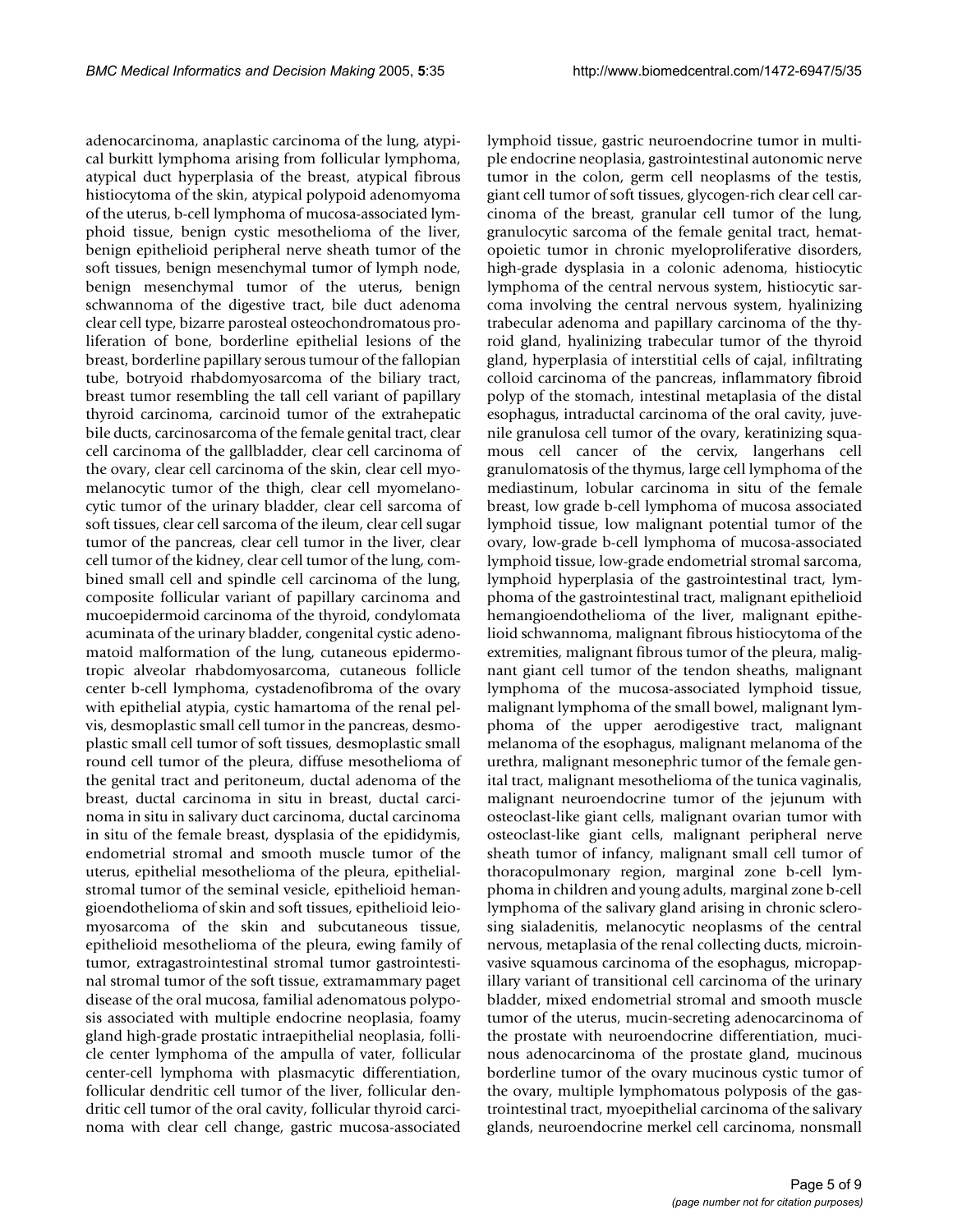adenocarcinoma, anaplastic carcinoma of the lung, atypical burkitt lymphoma arising from follicular lymphoma, atypical duct hyperplasia of the breast, atypical fibrous histiocytoma of the skin, atypical polypoid adenomyoma of the uterus, b-cell lymphoma of mucosa-associated lymphoid tissue, benign cystic mesothelioma of the liver, benign epithelioid peripheral nerve sheath tumor of the soft tissues, benign mesenchymal tumor of lymph node, benign mesenchymal tumor of the uterus, benign schwannoma of the digestive tract, bile duct adenoma clear cell type, bizarre parosteal osteochondromatous proliferation of bone, borderline epithelial lesions of the breast, borderline papillary serous tumour of the fallopian tube, botryoid rhabdomyosarcoma of the biliary tract, breast tumor resembling the tall cell variant of papillary thyroid carcinoma, carcinoid tumor of the extrahepatic bile ducts, carcinosarcoma of the female genital tract, clear cell carcinoma of the gallbladder, clear cell carcinoma of the ovary, clear cell carcinoma of the skin, clear cell myomelanocytic tumor of the thigh, clear cell myomelanocytic tumor of the urinary bladder, clear cell sarcoma of soft tissues, clear cell sarcoma of the ileum, clear cell sugar tumor of the pancreas, clear cell tumor in the liver, clear cell tumor of the kidney, clear cell tumor of the lung, combined small cell and spindle cell carcinoma of the lung, composite follicular variant of papillary carcinoma and mucoepidermoid carcinoma of the thyroid, condylomata acuminata of the urinary bladder, congenital cystic adenomatoid malformation of the lung, cutaneous epidermotropic alveolar rhabdomyosarcoma, cutaneous follicle center b-cell lymphoma, cystadenofibroma of the ovary with epithelial atypia, cystic hamartoma of the renal pelvis, desmoplastic small cell tumor in the pancreas, desmoplastic small cell tumor of soft tissues, desmoplastic small round cell tumor of the pleura, diffuse mesothelioma of the genital tract and peritoneum, ductal adenoma of the breast, ductal carcinoma in situ in breast, ductal carcinoma in situ in salivary duct carcinoma, ductal carcinoma in situ of the female breast, dysplasia of the epididymis, endometrial stromal and smooth muscle tumor of the uterus, epithelial mesothelioma of the pleura, epithelial-stromal tumor of the seminal vesicle, epithelioid hemangioendothelioma of skin and soft tissues, epithelioid leiomyosarcoma of the skin and subcutaneous tissue, epithelioid mesothelioma of the pleura, ewing family of tumor, extragastrointestinal stromal tumor gastrointestinal stromal tumor of the soft tissue, extramammary paget disease of the oral mucosa, familial adenomatous polyposis associated with multiple endocrine neoplasia, foamy gland high-grade prostatic intraepithelial neoplasia, follicle center lymphoma of the ampulla of vater, follicular center-cell lymphoma with plasmacytic differentiation, follicular dendritic cell tumor of the liver, follicular dendritic cell tumor of the oral cavity, follicular thyroid carcinoma with clear cell change, gastric mucosa-associated lymphoid tissue, gastric neuroendocrine tumor in multiple endocrine neoplasia, gastrointestinal autonomic nerve tumor in the colon, germ cell neoplasms of the testis, giant cell tumor of soft tissues, glycogen-rich clear cell carcinoma of the breast, granular cell tumor of the lung, granulocytic sarcoma of the female genital tract, hematopoietic tumor in chronic myeloproliferative disorders, high-grade dysplasia in a colonic adenoma, histiocytic lymphoma of the central nervous system, histiocytic sarcoma involving the central nervous system, hyalinizing trabecular adenoma and papillary carcinoma of the thyroid gland, hyalinizing trabecular tumor of the thyroid gland, hyperplasia of interstitial cells of cajal, infiltrating colloid carcinoma of the pancreas, inflammatory fibroid polyp of the stomach, intestinal metaplasia of the distal esophagus, intraductal carcinoma of the oral cavity, juvenile granulosa cell tumor of the ovary, keratinizing squamous cell cancer of the cervix, langerhans cell granulomatosis of the thymus, large cell lymphoma of the mediastinum, lobular carcinoma in situ of the female breast, low grade b-cell lymphoma of mucosa associated lymphoid tissue, low malignant potential tumor of the ovary, low-grade b-cell lymphoma of mucosa-associated lymphoid tissue, low-grade endometrial stromal sarcoma, lymphoid hyperplasia of the gastrointestinal tract, lymphoma of the gastrointestinal tract, malignant epithelioid hemangioendothelioma of the liver, malignant epithelioid schwannoma, malignant fibrous histiocytoma of the extremities, malignant fibrous tumor of the pleura, malignant giant cell tumor of the tendon sheaths, malignant lymphoma of the mucosa-associated lymphoid tissue, malignant lymphoma of the small bowel, malignant lymphoma of the upper aerodigestive tract, malignant melanoma of the esophagus, malignant melanoma of the urethra, malignant mesonephric tumor of the female genital tract, malignant mesothelioma of the tunica vaginalis, malignant neuroendocrine tumor of the jejunum with osteoclast-like giant cells, malignant ovarian tumor with osteoclast-like giant cells, malignant peripheral nerve sheath tumor of infancy, malignant small cell tumor of thoracopulmonary region, marginal zone b-cell lymphoma in children and young adults, marginal zone b-cell lymphoma of the salivary gland arising in chronic sclerosing sialadenitis, melanocytic neoplasms of the central nervous, metaplasia of the renal collecting ducts, microinvasive squamous carcinoma of the esophagus, micropapillary variant of transitional cell carcinoma of the urinary bladder, mixed endometrial stromal and smooth muscle tumor of the uterus, mucin-secreting adenocarcinoma of the prostate with neuroendocrine differentiation, mucinous adenocarcinoma of the prostate gland, mucinous borderline tumor of the ovary mucinous cystic tumor of the ovary, multiple lymphomatous polyposis of the gastrointestinal tract, myoepithelial carcinoma of the salivary glands, neuroendocrine merkel cell carcinoma, nonsmall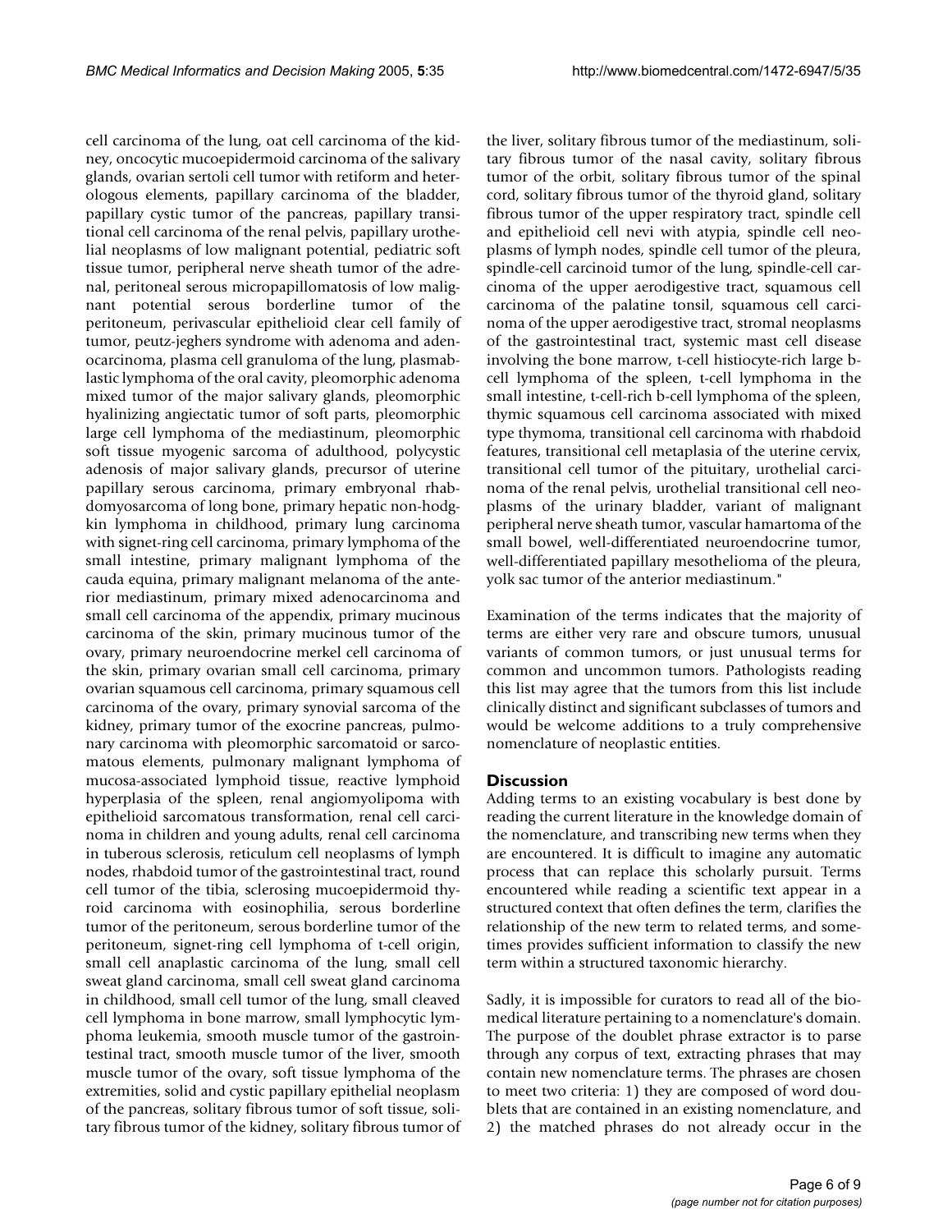cell carcinoma of the lung, oat cell carcinoma of the kidney, oncocytic mucoepidermoid carcinoma of the salivary glands, ovarian sertoli cell tumor with retiform and heterologous elements, papillary carcinoma of the bladder, papillary cystic tumor of the pancreas, papillary transitional cell carcinoma of the renal pelvis, papillary urothelial neoplasms of low malignant potential, pediatric soft tissue tumor, peripheral nerve sheath tumor of the adrenal, peritoneal serous micropapillomatosis of low malignant potential serous borderline tumor of the peritoneum, perivascular epithelioid clear cell family of tumor, peutz-jeghers syndrome with adenoma and adenocarcinoma, plasma cell granuloma of the lung, plasmablastic lymphoma of the oral cavity, pleomorphic adenoma mixed tumor of the major salivary glands, pleomorphic hyalinizing angiectatic tumor of soft parts, pleomorphic large cell lymphoma of the mediastinum, pleomorphic soft tissue myogenic sarcoma of adulthood, polycystic adenosis of major salivary glands, precursor of uterine papillary serous carcinoma, primary embryonal rhabdomyosarcoma of long bone, primary hepatic non-hodgkin lymphoma in childhood, primary lung carcinoma with signet-ring cell carcinoma, primary lymphoma of the small intestine, primary malignant lymphoma of the cauda equina, primary malignant melanoma of the anterior mediastinum, primary mixed adenocarcinoma and small cell carcinoma of the appendix, primary mucinous carcinoma of the skin, primary mucinous tumor of the ovary, primary neuroendocrine merkel cell carcinoma of the skin, primary ovarian small cell carcinoma, primary ovarian squamous cell carcinoma, primary squamous cell carcinoma of the ovary, primary synovial sarcoma of the kidney, primary tumor of the exocrine pancreas, pulmonary carcinoma with pleomorphic sarcomatoid or sarcomatous elements, pulmonary malignant lymphoma of mucosa-associated lymphoid tissue, reactive lymphoid hyperplasia of the spleen, renal angiomyolipoma with epithelioid sarcomatous transformation, renal cell carcinoma in children and young adults, renal cell carcinoma in tuberous sclerosis, reticulum cell neoplasms of lymph nodes, rhabdoid tumor of the gastrointestinal tract, round cell tumor of the tibia, sclerosing mucoepidermoid thyroid carcinoma with eosinophilia, serous borderline tumor of the peritoneum, serous borderline tumor of the peritoneum, signet-ring cell lymphoma of t-cell origin, small cell anaplastic carcinoma of the lung, small cell sweat gland carcinoma, small cell sweat gland carcinoma in childhood, small cell tumor of the lung, small cleaved cell lymphoma in bone marrow, small lymphocytic lymphoma leukemia, smooth muscle tumor of the gastrointestinal tract, smooth muscle tumor of the liver, smooth muscle tumor of the ovary, soft tissue lymphoma of the extremities, solid and cystic papillary epithelial neoplasm of the pancreas, solitary fibrous tumor of soft tissue, solitary fibrous tumor of the kidney, solitary fibrous tumor of the liver, solitary fibrous tumor of the mediastinum, solitary fibrous tumor of the nasal cavity, solitary fibrous tumor of the orbit, solitary fibrous tumor of the spinal cord, solitary fibrous tumor of the thyroid gland, solitary fibrous tumor of the upper respiratory tract, spindle cell and epithelioid cell nevi with atypia, spindle cell neoplasms of lymph nodes, spindle cell tumor of the pleura, spindle-cell carcinoid tumor of the lung, spindle-cell carcinoma of the upper aerodigestive tract, squamous cell carcinoma of the palatine tonsil, squamous cell carcinoma of the upper aerodigestive tract, stromal neoplasms of the gastrointestinal tract, systemic mast cell disease involving the bone marrow, t-cell histiocyte-rich large b-cell lymphoma of the spleen, t-cell lymphoma in the small intestine, t-cell-rich b-cell lymphoma of the spleen, thymic squamous cell carcinoma associated with mixed type thymoma, transitional cell carcinoma with rhabdoid features, transitional cell metaplasia of the uterine cervix, transitional cell tumor of the pituitary, urothelial carcinoma of the renal pelvis, urothelial transitional cell neoplasms of the urinary bladder, variant of malignant peripheral nerve sheath tumor, vascular hamartoma of the small bowel, well-differentiated neuroendocrine tumor, well-differentiated papillary mesothelioma of the pleura, yolk sac tumor of the anterior mediastinum."

Examination of the terms indicates that the majority of terms are either very rare and obscure tumors, unusual variants of common tumors, or just unusual terms for common and uncommon tumors. Pathologists reading this list may agree that the tumors from this list include clinically distinct and significant subclasses of tumors and would be welcome additions to a truly comprehensive nomenclature of neoplastic entities.

## Discussion

Adding terms to an existing vocabulary is best done by reading the current literature in the knowledge domain of the nomenclature, and transcribing new terms when they are encountered. It is difficult to imagine any automatic process that can replace this scholarly pursuit. Terms encountered while reading a scientific text appear in a structured context that often defines the term, clarifies the relationship of the new term to related terms, and sometimes provides sufficient information to classify the new term within a structured taxonomic hierarchy.

Sadly, it is impossible for curators to read all of the biomedical literature pertaining to a nomenclature's domain. The purpose of the doublet phrase extractor is to parse through any corpus of text, extracting phrases that may contain new nomenclature terms. The phrases are chosen to meet two criteria: 1) they are composed of word doublets that are contained in an existing nomenclature, and 2) the matched phrases do not already occur in the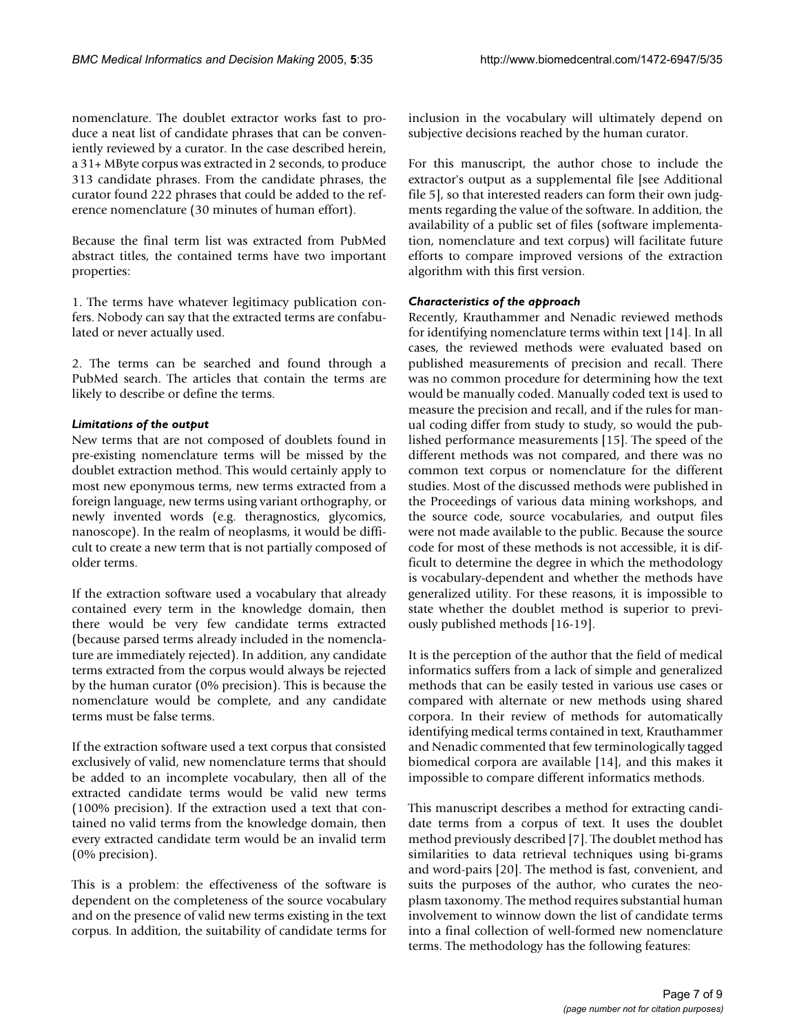nomenclature. The doublet extractor works fast to produce a neat list of candidate phrases that can be conveniently reviewed by a curator. In the case described herein, a 31+ MByte corpus was extracted in 2 seconds, to produce 313 candidate phrases. From the candidate phrases, the curator found 222 phrases that could be added to the reference nomenclature (30 minutes of human effort).

Because the final term list was extracted from PubMed abstract titles, the contained terms have two important properties:

1. The terms have whatever legitimacy publication confers. Nobody can say that the extracted terms are confabulated or never actually used.

2. The terms can be searched and found through a PubMed search. The articles that contain the terms are likely to describe or define the terms.

### *Limitations of the output*

New terms that are not composed of doublets found in pre-existing nomenclature terms will be missed by the doublet extraction method. This would certainly apply to most new eponymous terms, new terms extracted from a foreign language, new terms using variant orthography, or newly invented words (e.g. theragnostics, glycomics, nanoscope). In the realm of neoplasms, it would be difficult to create a new term that is not partially composed of older terms.

If the extraction software used a vocabulary that already contained every term in the knowledge domain, then there would be very few candidate terms extracted (because parsed terms already included in the nomenclature are immediately rejected). In addition, any candidate terms extracted from the corpus would always be rejected by the human curator (0% precision). This is because the nomenclature would be complete, and any candidate terms must be false terms.

If the extraction software used a text corpus that consisted exclusively of valid, new nomenclature terms that should be added to an incomplete vocabulary, then all of the extracted candidate terms would be valid new terms (100% precision). If the extraction used a text that contained no valid terms from the knowledge domain, then every extracted candidate term would be an invalid term (0% precision).

This is a problem: the effectiveness of the software is dependent on the completeness of the source vocabulary and on the presence of valid new terms existing in the text corpus. In addition, the suitability of candidate terms for inclusion in the vocabulary will ultimately depend on subjective decisions reached by the human curator.

For this manuscript, the author chose to include the extractor's output as a supplemental file [see Additional file 5], so that interested readers can form their own judgments regarding the value of the software. In addition, the availability of a public set of files (software implementation, nomenclature and text corpus) will facilitate future efforts to compare improved versions of the extraction algorithm with this first version.

### *Characteristics of the approach*

Recently, Krauthammer and Nenadic reviewed methods for identifying nomenclature terms within text [14]. In all cases, the reviewed methods were evaluated based on published measurements of precision and recall. There was no common procedure for determining how the text would be manually coded. Manually coded text is used to measure the precision and recall, and if the rules for manual coding differ from study to study, so would the published performance measurements [15]. The speed of the different methods was not compared, and there was no common text corpus or nomenclature for the different studies. Most of the discussed methods were published in the Proceedings of various data mining workshops, and the source code, source vocabularies, and output files were not made available to the public. Because the source code for most of these methods is not accessible, it is difficult to determine the degree in which the methodology is vocabulary-dependent and whether the methods have generalized utility. For these reasons, it is impossible to state whether the doublet method is superior to previously published methods [16-19].

It is the perception of the author that the field of medical informatics suffers from a lack of simple and generalized methods that can be easily tested in various use cases or compared with alternate or new methods using shared corpora. In their review of methods for automatically identifying medical terms contained in text, Krauthammer and Nenadic commented that few terminologically tagged biomedical corpora are available [14], and this makes it impossible to compare different informatics methods.

This manuscript describes a method for extracting candidate terms from a corpus of text. It uses the doublet method previously described [7]. The doublet method has similarities to data retrieval techniques using bi-grams and word-pairs [20]. The method is fast, convenient, and suits the purposes of the author, who curates the neoplasm taxonomy. The method requires substantial human involvement to winnow down the list of candidate terms into a final collection of well-formed new nomenclature terms. The methodology has the following features: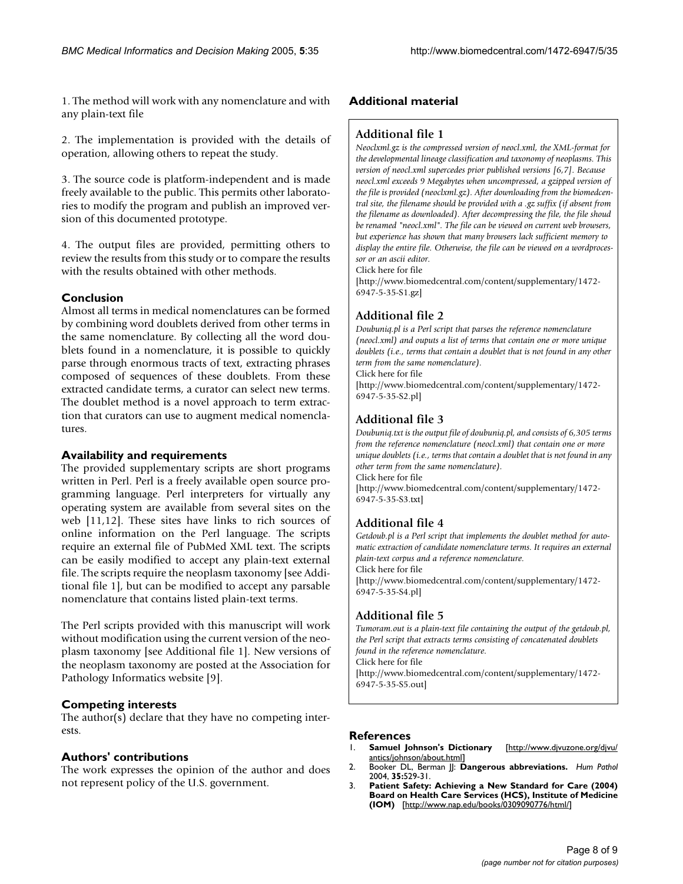1. The method will work with any nomenclature and with any plain-text file

2. The implementation is provided with the details of operation, allowing others to repeat the study.

3. The source code is platform-independent and is made freely available to the public. This permits other laboratories to modify the program and publish an improved version of this documented prototype.

4. The output files are provided, permitting others to review the results from this study or to compare the results with the results obtained with other methods.

## Conclusion

Almost all terms in medical nomenclatures can be formed by combining word doublets derived from other terms in the same nomenclature. By collecting all the word doublets found in a nomenclature, it is possible to quickly parse through enormous tracts of text, extracting phrases composed of sequences of these doublets. From these extracted candidate terms, a curator can select new terms. The doublet method is a novel approach to term extraction that curators can use to augment medical nomenclatures.

## Availability and requirements

The provided supplementary scripts are short programs written in Perl. Perl is a freely available open source programming language. Perl interpreters for virtually any operating system are available from several sites on the web [11,12]. These sites have links to rich sources of online information on the Perl language. The scripts require an external file of PubMed XML text. The scripts can be easily modified to accept any plain-text external file. The scripts require the neoplasm taxonomy [see Additional file 1], but can be modified to accept any parsable nomenclature that contains listed plain-text terms.

The Perl scripts provided with this manuscript will work without modification using the current version of the neoplasm taxonomy [see Additional file 1]. New versions of the neoplasm taxonomy are posted at the Association for Pathology Informatics website [9].

## Competing interests

The author(s) declare that they have no competing interests.

## Authors' contributions

The work expresses the opinion of the author and does not represent policy of the U.S. government.

## Additional material

### Additional file 1

*Neoclxml.gz is the compressed version of neocl.xml, the XML-format for the developmental lineage classification and taxonomy of neoplasms. This version of neocl.xml supercedes prior published versions [6,7]. Because neocl.xml exceeds 9 Megabytes when uncompressed, a gzipped version of the file is provided (neoclxml.gz). After downloading from the biomedcentral site, the filename should be provided with a .gz suffix (if absent from the filename as downloaded). After decompressing the file, the file shoud be renamed "neocl.xml". The file can be viewed on current web browsers, but experience has shown that many browsers lack sufficient memory to display the entire file. Otherwise, the file can be viewed on a wordprocessor or an ascii editor.*

Click here for file

[http://www.biomedcentral.com/content/supplementary/1472-6947-5-35-S1.gz]

### Additional file 2

*Doubuniq.pl is a Perl script that parses the reference nomenclature (neocl.xml) and ouputs a list of terms that contain one or more unique doublets (i.e., terms that contain a doublet that is not found in any other term from the same nomenclature).*

Click here for file

[http://www.biomedcentral.com/content/supplementary/1472-6947-5-35-S2.pl]

### Additional file 3

*Doubuniq.txt is the output file of doubuniq.pl, and consists of 6,305 terms from the reference nomenclature (neocl.xml) that contain one or more unique doublets (i.e., terms that contain a doublet that is not found in any other term from the same nomenclature).*

Click here for file

[http://www.biomedcentral.com/content/supplementary/1472-6947-5-35-S3.txt]

### Additional file 4

*Getdoub.pl is a Perl script that implements the doublet method for automatic extraction of candidate nomenclature terms. It requires an external plain-text corpus and a reference nomenclature.*

Click here for file

[http://www.biomedcentral.com/content/supplementary/1472-6947-5-35-S4.pl]

### Additional file 5

*Tumoram.out is a plain-text file containing the output of the getdoub.pl, the Perl script that extracts terms consisting of concatenated doublets found in the reference nomenclature.*

Click here for file

[http://www.biomedcentral.com/content/supplementary/1472-6947-5-35-S5.out]

## References

1. **Samuel Johnson's Dictionary** [http://www.djvuzone.org/djvu/antics/johnson/about.html]
2. Booker DL, Berman JJ: **Dangerous abbreviations.** *Hum Pathol* 2004, **35:**529-31.
3. **Patient Safety: Achieving a New Standard for Care (2004) Board on Health Care Services (HCS), Institute of Medicine (IOM)** [http://www.nap.edu/books/0309090776/html/]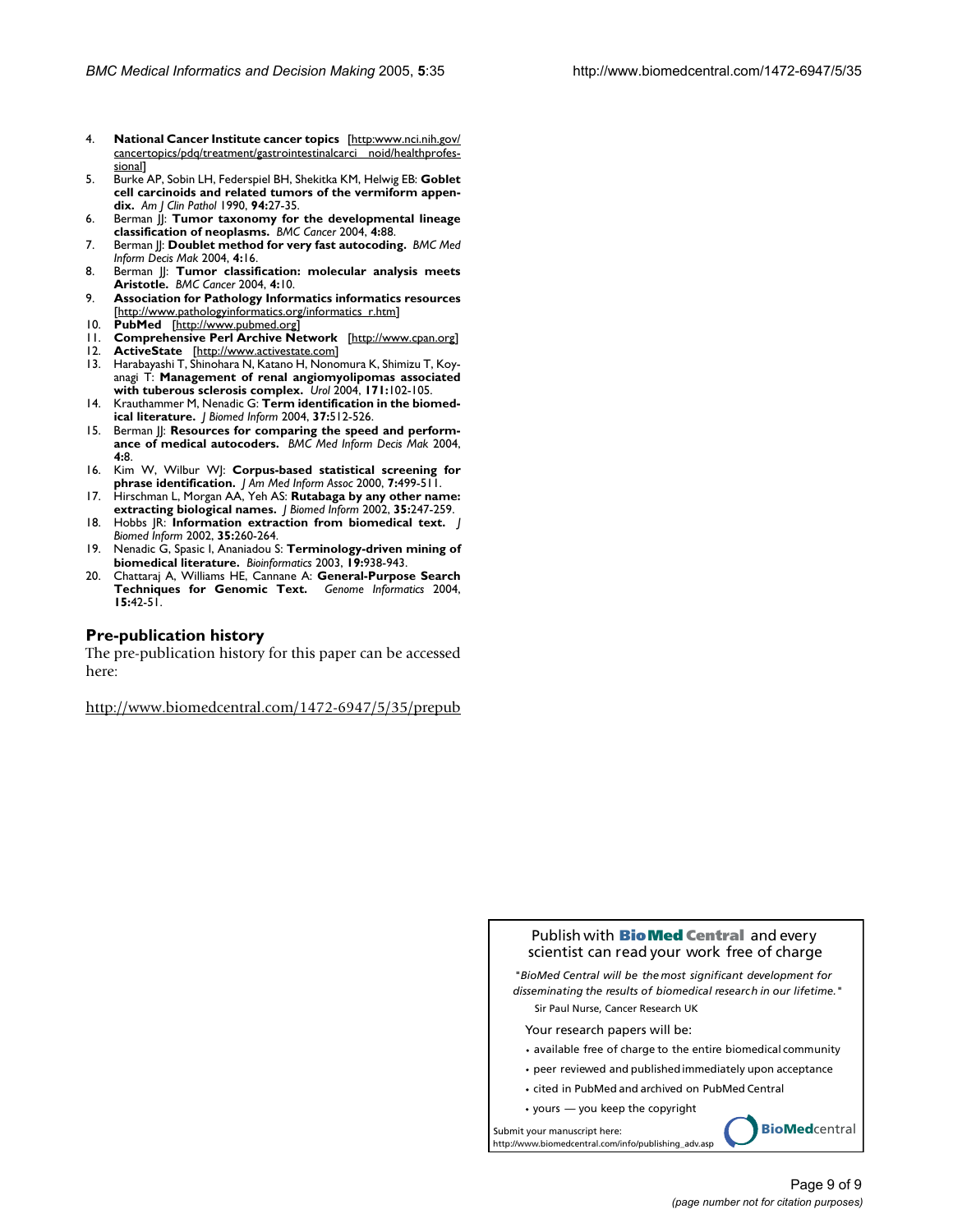4. **National Cancer Institute cancer topics** [http:www.nci.nih.gov/cancertopics/pdq/treatment/gastrointestinalcarci noid/healthprofessional]
5. Burke AP, Sobin LH, Federspiel BH, Shekitka KM, Helwig EB: **Goblet cell carcinoids and related tumors of the vermiform appendix.** *Am J Clin Pathol* 1990, **94:**27-35.
6. Berman JJ: **Tumor taxonomy for the developmental lineage classification of neoplasms.** *BMC Cancer* 2004, **4:**88.
7. Berman JJ: **Doublet method for very fast autocoding.** *BMC Med Inform Decis Mak* 2004, **4:**16.
8. Berman JJ: **Tumor classification: molecular analysis meets Aristotle.** *BMC Cancer* 2004, **4:**10.
9. **Association for Pathology Informatics informatics resources** [http://www.pathologyinformatics.org/informatics_r.htm]
10. **PubMed** [http://www.pubmed.org]
11. **Comprehensive Perl Archive Network** [http://www.cpan.org]
12. **ActiveState** [http://www.activestate.com]
13. Harabayashi T, Shinohara N, Katano H, Nonomura K, Shimizu T, Koyanagi T: **Management of renal angiomyolipomas associated with tuberous sclerosis complex.** *Urol* 2004, **171:**102-105.
14. Krauthammer M, Nenadic G: **Term identification in the biomedical literature.** *J Biomed Inform* 2004, **37:**512-526.
15. Berman JJ: **Resources for comparing the speed and performance of medical autocoders.** *BMC Med Inform Decis Mak* 2004, **4:**8.
16. Kim W, Wilbur WJ: **Corpus-based statistical screening for phrase identification.** *J Am Med Inform Assoc* 2000, **7:**499-511.
17. Hirschman L, Morgan AA, Yeh AS: **Rutabaga by any other name: extracting biological names.** *J Biomed Inform* 2002, **35:**247-259.
18. Hobbs JR: **Information extraction from biomedical text.** *J Biomed Inform* 2002, **35:**260-264.
19. Nenadic G, Spasic I, Ananiadou S: **Terminology-driven mining of biomedical literature.** *Bioinformatics* 2003, **19:**938-943.
20. Chattaraj A, Williams HE, Cannane A: **General-Purpose Search Techniques for Genomic Text.** *Genome Informatics* 2004, **15:**42-51.

## Pre-publication history

The pre-publication history for this paper can be accessed here:

http://www.biomedcentral.com/1472-6947/5/35/prepub

Publish with **BioMed Central** and every scientist can read your work free of charge

*"BioMed Central will be the most significant development for disseminating the results of biomedical research in our lifetime."*

Sir Paul Nurse, Cancer Research UK

Your research papers will be:

- available free of charge to the entire biomedical community
- peer reviewed and published immediately upon acceptance
- cited in PubMed and archived on PubMed Central
- yours — you keep the copyright

Submit your manuscript here:
http://www.biomedcentral.com/info/publishing_adv.asp

BioMedcentral